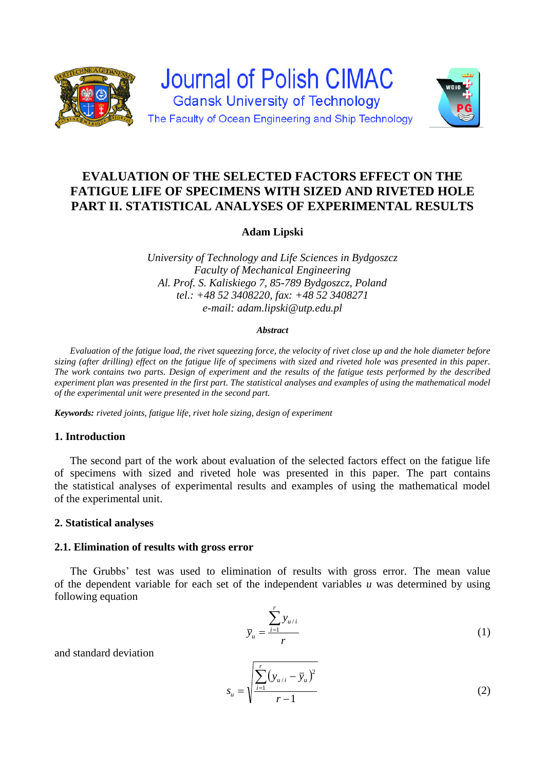Journal of Polish CIMAC
Gdansk University of Technology
The Faculty of Ocean Engineering and Ship Technology

# EVALUATION OF THE SELECTED FACTORS EFFECT ON THE FATIGUE LIFE OF SPECIMENS WITH SIZED AND RIVETED HOLE PART II. STATISTICAL ANALYSES OF EXPERIMENTAL RESULTS

**Adam Lipski**

*University of Technology and Life Sciences in Bydgoszcz*
*Faculty of Mechanical Engineering*
*Al. Prof. S. Kaliskiego 7, 85-789 Bydgoszcz, Poland*
*tel.: +48 52 3408220, fax: +48 52 3408271*
*e-mail: adam.lipski@utp.edu.pl*

***Abstract***

*Evaluation of the fatigue load, the rivet squeezing force, the velocity of rivet close up and the hole diameter before sizing (after drilling) effect on the fatigue life of specimens with sized and riveted hole was presented in this paper. The work contains two parts. Design of experiment and the results of the fatigue tests performed by the described experiment plan was presented in the first part. The statistical analyses and examples of using the mathematical model of the experimental unit were presented in the second part.*

***Keywords:*** *riveted joints, fatigue life, rivet hole sizing, design of experiment*

## 1. Introduction

The second part of the work about evaluation of the selected factors effect on the fatigue life of specimens with sized and riveted hole was presented in this paper. The part contains the statistical analyses of experimental results and examples of using the mathematical model of the experimental unit.

## 2. Statistical analyses

### 2.1. Elimination of results with gross error

The Grubbs' test was used to elimination of results with gross error. The mean value of the dependent variable for each set of the independent variables $u$ was determined by using following equation

$$\bar{y}_u = \frac{\sum_{i=1}^{r} y_{u/i}}{r} \tag{1}$$

and standard deviation

$$s_u = \sqrt{\frac{\sum_{i=1}^{r} \left(y_{u/i} - \bar{y}_u\right)^2}{r-1}} \tag{2}$$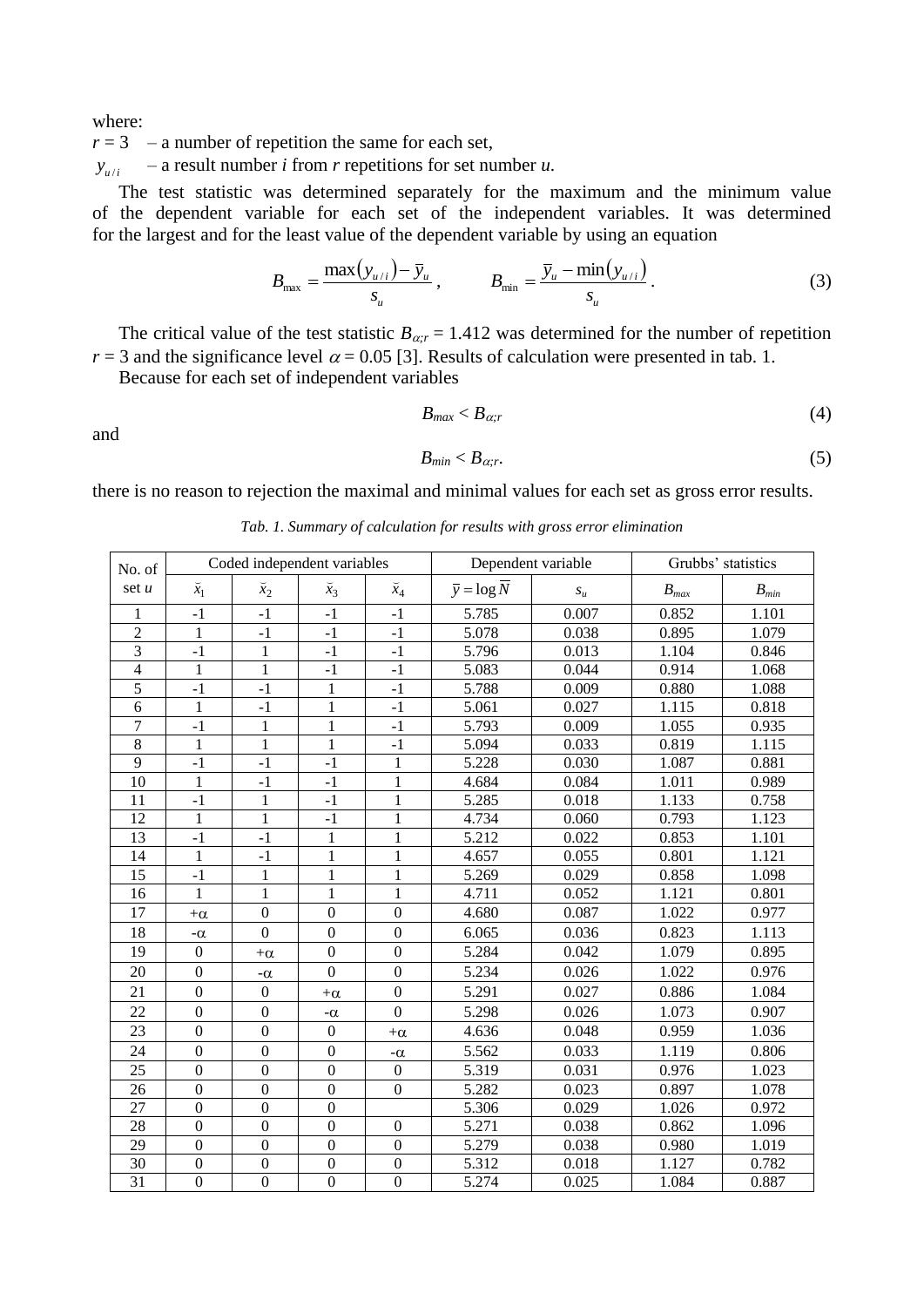where:

$r = 3$ – a number of repetition the same for each set,

$y_{u/i}$ – a result number $i$ from $r$ repetitions for set number $u$.

The test statistic was determined separately for the maximum and the minimum value of the dependent variable for each set of the independent variables. It was determined for the largest and for the least value of the dependent variable by using an equation

$$B_{\max} = \frac{\max(y_{u/i}) - \bar{y}_u}{s_u}, \qquad B_{\min} = \frac{\bar{y}_u - \min(y_{u/i})}{s_u}. \tag{3}$$

The critical value of the test statistic $B_{\alpha;r} = 1.412$ was determined for the number of repetition $r = 3$ and the significance level $\alpha = 0.05$ [3]. Results of calculation were presented in tab. 1.

Because for each set of independent variables

$$B_{max} < B_{\alpha;r} \tag{4}$$

and

$$B_{min} < B_{\alpha;r}. \tag{5}$$

there is no reason to rejection the maximal and minimal values for each set as gross error results.

*Tab. 1. Summary of calculation for results with gross error elimination*

| No. of set $u$ | Coded independent variables | | | | Dependent variable | | Grubbs' statistics | |
|---|---|---|---|---|---|---|---|---|
| | $\breve{x}_1$ | $\breve{x}_2$ | $\breve{x}_3$ | $\breve{x}_4$ | $\bar{y} = \log \overline{N}$ | $s_u$ | $B_{max}$ | $B_{min}$ |
| 1 | -1 | -1 | -1 | -1 | 5.785 | 0.007 | 0.852 | 1.101 |
| 2 | 1 | -1 | -1 | -1 | 5.078 | 0.038 | 0.895 | 1.079 |
| 3 | -1 | 1 | -1 | -1 | 5.796 | 0.013 | 1.104 | 0.846 |
| 4 | 1 | 1 | -1 | -1 | 5.083 | 0.044 | 0.914 | 1.068 |
| 5 | -1 | -1 | 1 | -1 | 5.788 | 0.009 | 0.880 | 1.088 |
| 6 | 1 | -1 | 1 | -1 | 5.061 | 0.027 | 1.115 | 0.818 |
| 7 | -1 | 1 | 1 | -1 | 5.793 | 0.009 | 1.055 | 0.935 |
| 8 | 1 | 1 | 1 | -1 | 5.094 | 0.033 | 0.819 | 1.115 |
| 9 | -1 | -1 | -1 | 1 | 5.228 | 0.030 | 1.087 | 0.881 |
| 10 | 1 | -1 | -1 | 1 | 4.684 | 0.084 | 1.011 | 0.989 |
| 11 | -1 | 1 | -1 | 1 | 5.285 | 0.018 | 1.133 | 0.758 |
| 12 | 1 | 1 | -1 | 1 | 4.734 | 0.060 | 0.793 | 1.123 |
| 13 | -1 | -1 | 1 | 1 | 5.212 | 0.022 | 0.853 | 1.101 |
| 14 | 1 | -1 | 1 | 1 | 4.657 | 0.055 | 0.801 | 1.121 |
| 15 | -1 | 1 | 1 | 1 | 5.269 | 0.029 | 0.858 | 1.098 |
| 16 | 1 | 1 | 1 | 1 | 4.711 | 0.052 | 1.121 | 0.801 |
| 17 | $+\alpha$ | 0 | 0 | 0 | 4.680 | 0.087 | 1.022 | 0.977 |
| 18 | $-\alpha$ | 0 | 0 | 0 | 6.065 | 0.036 | 0.823 | 1.113 |
| 19 | 0 | $+\alpha$ | 0 | 0 | 5.284 | 0.042 | 1.079 | 0.895 |
| 20 | 0 | $-\alpha$ | 0 | 0 | 5.234 | 0.026 | 1.022 | 0.976 |
| 21 | 0 | 0 | $+\alpha$ | 0 | 5.291 | 0.027 | 0.886 | 1.084 |
| 22 | 0 | 0 | $-\alpha$ | 0 | 5.298 | 0.026 | 1.073 | 0.907 |
| 23 | 0 | 0 | 0 | $+\alpha$ | 4.636 | 0.048 | 0.959 | 1.036 |
| 24 | 0 | 0 | 0 | $-\alpha$ | 5.562 | 0.033 | 1.119 | 0.806 |
| 25 | 0 | 0 | 0 | 0 | 5.319 | 0.031 | 0.976 | 1.023 |
| 26 | 0 | 0 | 0 | 0 | 5.282 | 0.023 | 0.897 | 1.078 |
| 27 | 0 | 0 | 0 | | 5.306 | 0.029 | 1.026 | 0.972 |
| 28 | 0 | 0 | 0 | 0 | 5.271 | 0.038 | 0.862 | 1.096 |
| 29 | 0 | 0 | 0 | 0 | 5.279 | 0.038 | 0.980 | 1.019 |
| 30 | 0 | 0 | 0 | 0 | 5.312 | 0.018 | 1.127 | 0.782 |
| 31 | 0 | 0 | 0 | 0 | 5.274 | 0.025 | 1.084 | 0.887 |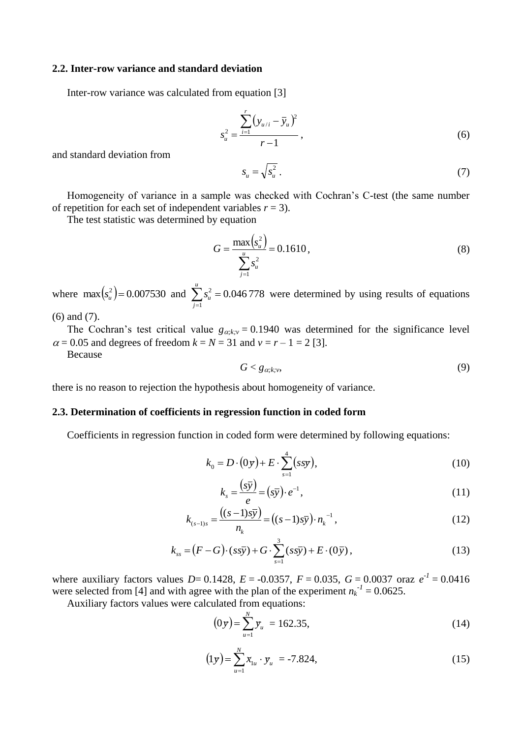### 2.2. Inter-row variance and standard deviation

Inter-row variance was calculated from equation [3]

$$s_u^2 = \frac{\sum_{i=1}^{r} \left(y_{u/i} - \overline{y}_u\right)^2}{r-1}\,, \tag{6}$$

and standard deviation from

$$s_u = \sqrt{s_u^2}\,. \tag{7}$$

Homogeneity of variance in a sample was checked with Cochran's C-test (the same number of repetition for each set of independent variables $r = 3$).

The test statistic was determined by equation

$$G = \frac{\max\left(s_u^2\right)}{\sum_{j=1}^{u} s_u^2} = 0.1610\,, \tag{8}$$

where $\max\left(s_u^2\right) = 0.007530$ and $\sum_{j=1}^{u} s_u^2 = 0.046\,778$ were determined by using results of equations (6) and (7).

The Cochran's test critical value $g_{\alpha;k;v} = 0.1940$ was determined for the significance level $\alpha = 0.05$ and degrees of freedom $k = N = 31$ and $v = r - 1 = 2$ [3].

Because

$$G < g_{\alpha;k;v}, \tag{9}$$

there is no reason to rejection the hypothesis about homogeneity of variance.

### 2.3. Determination of coefficients in regression function in coded form

Coefficients in regression function in coded form were determined by following equations:

$$k_0 = D \cdot (0\overline{y}) + E \cdot \sum_{s=1}^{4} (ss\overline{y}), \tag{10}$$

$$k_s = \frac{(s\overline{y})}{e} = (s\overline{y}) \cdot e^{-1}, \tag{11}$$

$$k_{(s-1)s} = \frac{\left((s-1)s\overline{y}\right)}{n_k} = \left((s-1)s\overline{y}\right) \cdot n_k^{-1}, \tag{12}$$

$$k_{ss} = (F - G) \cdot (ss\overline{y}) + G \cdot \sum_{s=1}^{3} (ss\overline{y}) + E \cdot (0\overline{y})\,, \tag{13}$$

where auxiliary factors values $D = 0.1428$, $E = -0.0357$, $F = 0.035$, $G = 0.0037$ oraz $e^{-1} = 0.0416$ were selected from [4] and with agree with the plan of the experiment $n_k^{-1} = 0.0625$.

Auxiliary factors values were calculated from equations:

$$(0\overline{y}) = \sum_{u=1}^{N} \overline{y}_u \; = 162.35, \tag{14}$$

$$(1\overline{y}) = \sum_{u=1}^{N} x_{1u} \cdot \overline{y}_u \; = -7.824, \tag{15}$$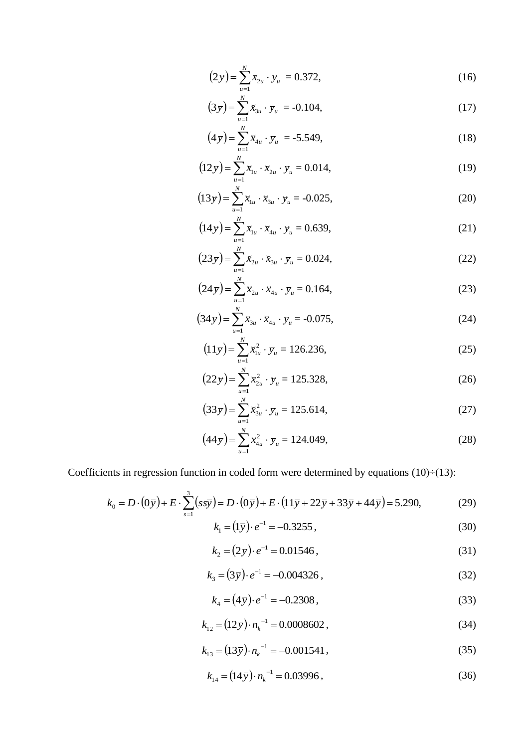$$\left(2y\right) = \sum_{u=1}^{N} \bar{x}_{2u} \cdot y_u = 0.372, \tag{16}$$

$$\left(3y\right) = \sum_{u=1}^{N} \bar{x}_{3u} \cdot y_u = -0.104, \tag{17}$$

$$\left(4y\right) = \sum_{u=1}^{N} \bar{x}_{4u} \cdot y_u = -5.549, \tag{18}$$

$$\left(12y\right) = \sum_{u=1}^{N} \bar{x}_{1u} \cdot \bar{x}_{2u} \cdot y_u = 0.014, \tag{19}$$

$$\left(13y\right) = \sum_{u=1}^{N} \bar{x}_{1u} \cdot \bar{x}_{3u} \cdot y_u = -0.025, \tag{20}$$

$$\left(14y\right) = \sum_{u=1}^{N} \bar{x}_{1u} \cdot \bar{x}_{4u} \cdot y_u = 0.639, \tag{21}$$

$$\left(23y\right) = \sum_{u=1}^{N} \bar{x}_{2u} \cdot \bar{x}_{3u} \cdot y_u = 0.024, \tag{22}$$

$$\left(24y\right) = \sum_{u=1}^{N} \bar{x}_{2u} \cdot \bar{x}_{4u} \cdot y_u = 0.164, \tag{23}$$

$$\left(34y\right) = \sum_{u=1}^{N} \bar{x}_{3u} \cdot \bar{x}_{4u} \cdot y_u = -0.075, \tag{24}$$

$$\left(11y\right) = \sum_{u=1}^{N} \bar{x}_{1u}^2 \cdot y_u = 126.236, \tag{25}$$

$$\left(22y\right) = \sum_{u=1}^{N} \bar{x}_{2u}^2 \cdot y_u = 125.328, \tag{26}$$

$$\left(33y\right) = \sum_{u=1}^{N} \bar{x}_{3u}^2 \cdot y_u = 125.614, \tag{27}$$

$$\left(44y\right) = \sum_{u=1}^{N} \bar{x}_{4u}^2 \cdot y_u = 124.049, \tag{28}$$

Coefficients in regression function in coded form were determined by equations (10)÷(13):

$$k_0 = D \cdot \left(0\bar{y}\right) + E \cdot \sum_{s=1}^{3} \left(ss\bar{y}\right) = D \cdot \left(0\bar{y}\right) + E \cdot \left(11\bar{y} + 22\bar{y} + 33\bar{y} + 44\bar{y}\right) = 5.290, \tag{29}$$

$$k_1 = \left(1\bar{y}\right) \cdot e^{-1} = -0.3255\,, \tag{30}$$

$$k_2 = \left(2\bar{y}\right) \cdot e^{-1} = 0.01546\,, \tag{31}$$

$$k_3 = \left(3\bar{y}\right) \cdot e^{-1} = -0.004326\,, \tag{32}$$

$$k_4 = \left(4\bar{y}\right) \cdot e^{-1} = -0.2308\,, \tag{33}$$

$$k_{12} = \left(12\bar{y}\right) \cdot {n_k}^{-1} = 0.0008602\,, \tag{34}$$

$$k_{13} = \left(13\bar{y}\right) \cdot {n_k}^{-1} = -0.001541\,, \tag{35}$$

$$k_{14} = \left(14\bar{y}\right) \cdot {n_k}^{-1} = 0.03996\,, \tag{36}$$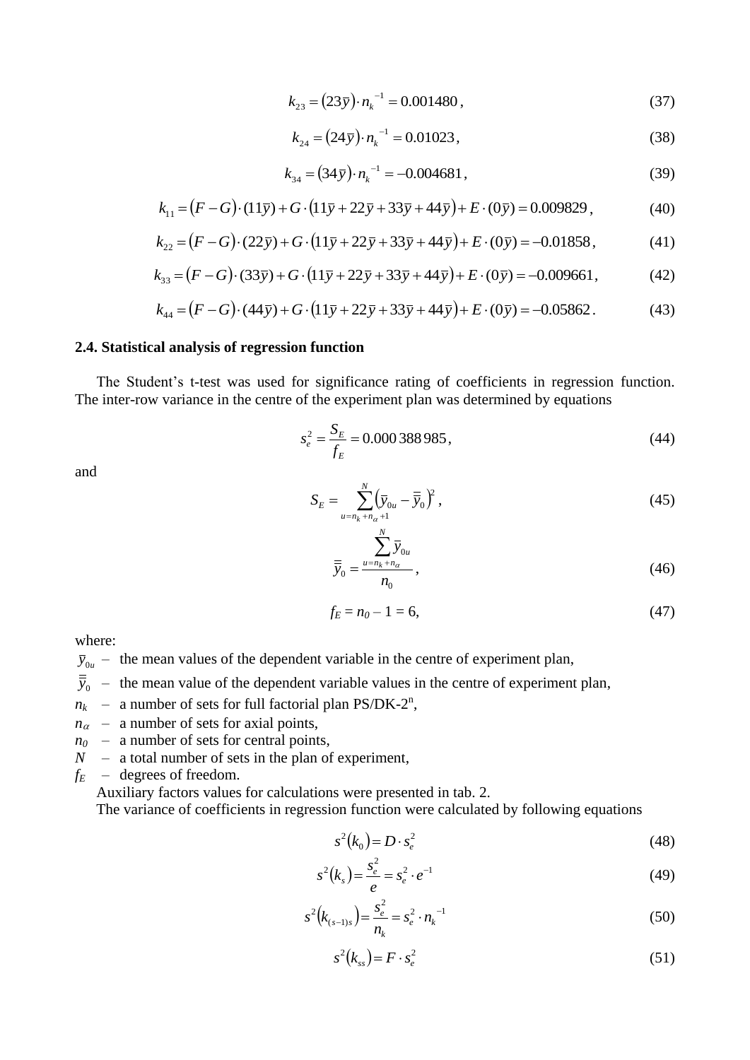$$k_{23} = (23\overline{y}) \cdot n_k^{\,-1} = 0.001480\,, \tag{37}$$

$$k_{24} = (24\overline{y}) \cdot n_k^{\,-1} = 0.01023\,, \tag{38}$$

$$k_{34} = (34\overline{y}) \cdot n_k^{\,-1} = -0.004681\,, \tag{39}$$

$$k_{11} = (F - G) \cdot (11\overline{y}) + G \cdot (11\overline{y} + 22\overline{y} + 33\overline{y} + 44\overline{y}) + E \cdot (0\overline{y}) = 0.009829\,, \tag{40}$$

$$k_{22} = (F - G) \cdot (22\overline{y}) + G \cdot (11\overline{y} + 22\overline{y} + 33\overline{y} + 44\overline{y}) + E \cdot (0\overline{y}) = -0.01858\,, \tag{41}$$

$$k_{33} = (F - G) \cdot (33\overline{y}) + G \cdot (11\overline{y} + 22\overline{y} + 33\overline{y} + 44\overline{y}) + E \cdot (0\overline{y}) = -0.009661\,, \tag{42}$$

$$k_{44} = (F - G) \cdot (44\overline{y}) + G \cdot (11\overline{y} + 22\overline{y} + 33\overline{y} + 44\overline{y}) + E \cdot (0\overline{y}) = -0.05862\,. \tag{43}$$

### 2.4. Statistical analysis of regression function

The Student's t-test was used for significance rating of coefficients in regression function. The inter-row variance in the centre of the experiment plan was determined by equations

$$s_e^2 = \frac{S_E}{f_E} = 0.000\,388\,985\,, \tag{44}$$

and

$$S_E = \sum_{u = n_k + n_\alpha + 1}^{N} \left( \overline{y}_{0u} - \overline{\overline{y}}_0 \right)^2 , \tag{45}$$

$$\overline{\overline{y}}_0 = \frac{\sum\limits_{u = n_k + n_\alpha}^{N} \overline{y}_{0u}}{n_0}\,, \tag{46}$$

$$f_E = n_0 - 1 = 6, \tag{47}$$

where:

- $\overline{y}_{0u}$ – the mean values of the dependent variable in the centre of experiment plan,
- $\overline{\overline{y}}_0$ – the mean value of the dependent variable values in the centre of experiment plan,
- $n_k$ – a number of sets for full factorial plan PS/DK-$2^n$,
- $n_\alpha$ – a number of sets for axial points,
- $n_0$ – a number of sets for central points,
- $N$ – a total number of sets in the plan of experiment,
- $f_E$ – degrees of freedom.

Auxiliary factors values for calculations were presented in tab. 2.

The variance of coefficients in regression function were calculated by following equations

$$s^2(k_0) = D \cdot s_e^2 \tag{48}$$

$$s^2(k_s) = \frac{s_e^2}{e} = s_e^2 \cdot e^{-1} \tag{49}$$

$$s^2(k_{(s-1)s}) = \frac{s_e^2}{n_k} = s_e^2 \cdot n_k^{\,-1} \tag{50}$$

$$s^2(k_{ss}) = F \cdot s_e^2 \tag{51}$$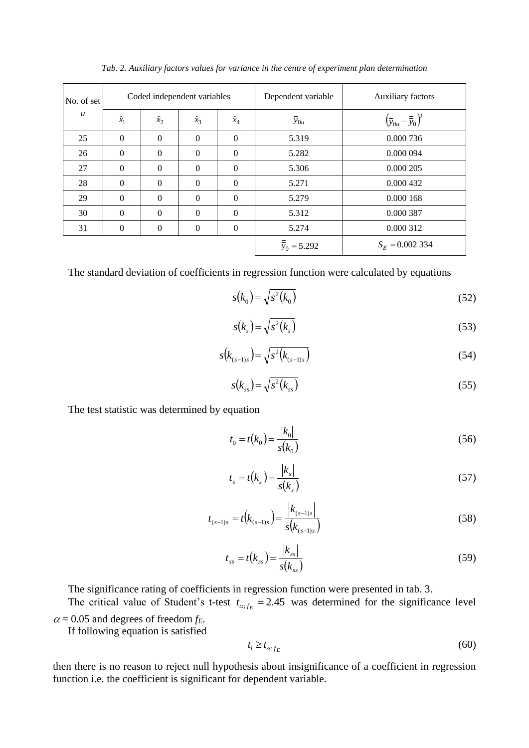*Tab. 2. Auxiliary factors values for variance in the centre of experiment plan determination*

| No. of set $u$ | Coded independent variables | | | | Dependent variable | Auxiliary factors |
|---|---|---|---|---|---|---|
| | $\breve{x}_1$ | $\breve{x}_2$ | $\breve{x}_3$ | $\breve{x}_4$ | $\bar{y}_{0u}$ | $\left(\bar{y}_{0u} - \bar{\bar{y}}_0\right)^2$ |
| 25 | 0 | 0 | 0 | 0 | 5.319 | 0.000 736 |
| 26 | 0 | 0 | 0 | 0 | 5.282 | 0.000 094 |
| 27 | 0 | 0 | 0 | 0 | 5.306 | 0.000 205 |
| 28 | 0 | 0 | 0 | 0 | 5.271 | 0.000 432 |
| 29 | 0 | 0 | 0 | 0 | 5.279 | 0.000 168 |
| 30 | 0 | 0 | 0 | 0 | 5.312 | 0.000 387 |
| 31 | 0 | 0 | 0 | 0 | 5.274 | 0.000 312 |
| | | | | | $\bar{\bar{y}}_0 = 5.292$ | $S_E = 0.002\ 334$ |

The standard deviation of coefficients in regression function were calculated by equations

$$s(k_0) = \sqrt{s^2(k_0)} \tag{52}$$

$$s(k_s) = \sqrt{s^2(k_s)} \tag{53}$$

$$s\left(k_{(s-1)s}\right) = \sqrt{s^2\left(k_{(s-1)s}\right)} \tag{54}$$

$$s(k_{ss}) = \sqrt{s^2(k_{ss})} \tag{55}$$

The test statistic was determined by equation

$$t_0 = t(k_0) = \frac{|k_0|}{s(k_0)} \tag{56}$$

$$t_s = t(k_s) = \frac{|k_s|}{s(k_s)} \tag{57}$$

$$t_{(s-1)s} = t\left(k_{(s-1)s}\right) = \frac{\left|k_{(s-1)s}\right|}{s\left(k_{(s-1)s}\right)} \tag{58}$$

$$t_{ss} = t(k_{ss}) = \frac{|k_{ss}|}{s(k_{ss})} \tag{59}$$

The significance rating of coefficients in regression function were presented in tab. 3.

The critical value of Student's t-test $t_{\alpha;f_E} = 2.45$ was determined for the significance level $\alpha = 0.05$ and degrees of freedom $f_E$.

If following equation is satisfied

$$t_i \geq t_{\alpha;f_E} \tag{60}$$

then there is no reason to reject null hypothesis about insignificance of a coefficient in regression function i.e. the coefficient is significant for dependent variable.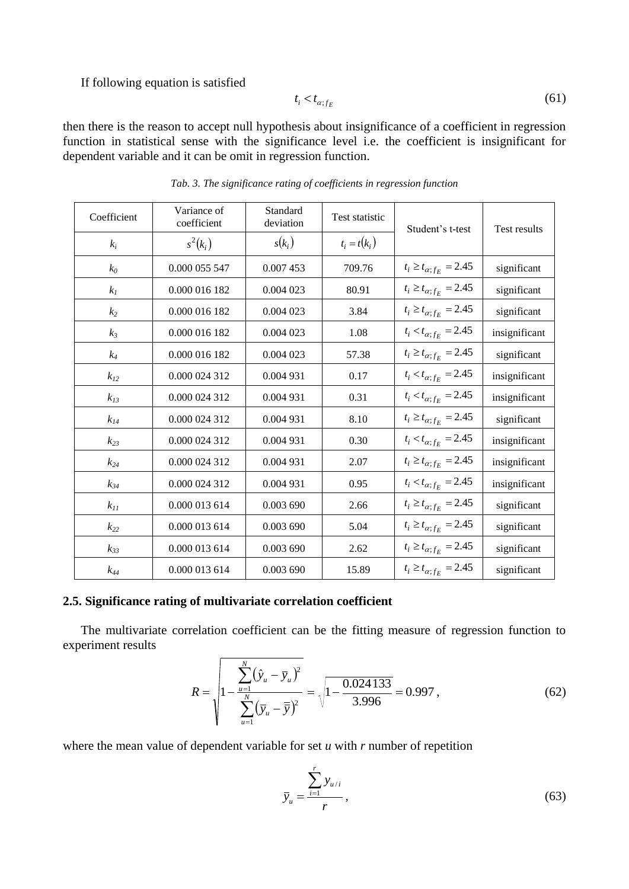If following equation is satisfied

$$t_i < t_{\alpha;f_E} \tag{61}$$

then there is the reason to accept null hypothesis about insignificance of a coefficient in regression function in statistical sense with the significance level i.e. the coefficient is insignificant for dependent variable and it can be omit in regression function.

*Tab. 3. The significance rating of coefficients in regression function*

| Coefficient $k_i$ | Variance of coefficient $s^2(k_i)$ | Standard deviation $s(k_i)$ | Test statistic $t_i = t(k_i)$ | Student's t-test | Test results |
|---|---|---|---|---|---|
| $k_0$ | 0.000 055 547 | 0.007 453 | 709.76 | $t_i \geq t_{\alpha;f_E} = 2.45$ | significant |
| $k_1$ | 0.000 016 182 | 0.004 023 | 80.91 | $t_i \geq t_{\alpha;f_E} = 2.45$ | significant |
| $k_2$ | 0.000 016 182 | 0.004 023 | 3.84 | $t_i \geq t_{\alpha;f_E} = 2.45$ | significant |
| $k_3$ | 0.000 016 182 | 0.004 023 | 1.08 | $t_i < t_{\alpha;f_E} = 2.45$ | insignificant |
| $k_4$ | 0.000 016 182 | 0.004 023 | 57.38 | $t_i \geq t_{\alpha;f_E} = 2.45$ | significant |
| $k_{12}$ | 0.000 024 312 | 0.004 931 | 0.17 | $t_i < t_{\alpha;f_E} = 2.45$ | insignificant |
| $k_{13}$ | 0.000 024 312 | 0.004 931 | 0.31 | $t_i < t_{\alpha;f_E} = 2.45$ | insignificant |
| $k_{14}$ | 0.000 024 312 | 0.004 931 | 8.10 | $t_i \geq t_{\alpha;f_E} = 2.45$ | significant |
| $k_{23}$ | 0.000 024 312 | 0.004 931 | 0.30 | $t_i < t_{\alpha;f_E} = 2.45$ | insignificant |
| $k_{24}$ | 0.000 024 312 | 0.004 931 | 2.07 | $t_i \geq t_{\alpha;f_E} = 2.45$ | insignificant |
| $k_{34}$ | 0.000 024 312 | 0.004 931 | 0.95 | $t_i < t_{\alpha;f_E} = 2.45$ | insignificant |
| $k_{11}$ | 0.000 013 614 | 0.003 690 | 2.66 | $t_i \geq t_{\alpha;f_E} = 2.45$ | significant |
| $k_{22}$ | 0.000 013 614 | 0.003 690 | 5.04 | $t_i \geq t_{\alpha;f_E} = 2.45$ | significant |
| $k_{33}$ | 0.000 013 614 | 0.003 690 | 2.62 | $t_i \geq t_{\alpha;f_E} = 2.45$ | significant |
| $k_{44}$ | 0.000 013 614 | 0.003 690 | 15.89 | $t_i \geq t_{\alpha;f_E} = 2.45$ | significant |

### 2.5. Significance rating of multivariate correlation coefficient

The multivariate correlation coefficient can be the fitting measure of regression function to experiment results

$$R = \sqrt{1 - \frac{\sum_{u=1}^{N} (\hat{y}_u - \bar{y}_u)^2}{\sum_{u=1}^{N} (\bar{y}_u - \bar{\bar{y}})^2}} = \sqrt{1 - \frac{0.024133}{3.996}} = 0.997, \tag{62}$$

where the mean value of dependent variable for set $u$ with $r$ number of repetition

$$\bar{y}_u = \frac{\sum_{i=1}^{r} y_{u/i}}{r}, \tag{63}$$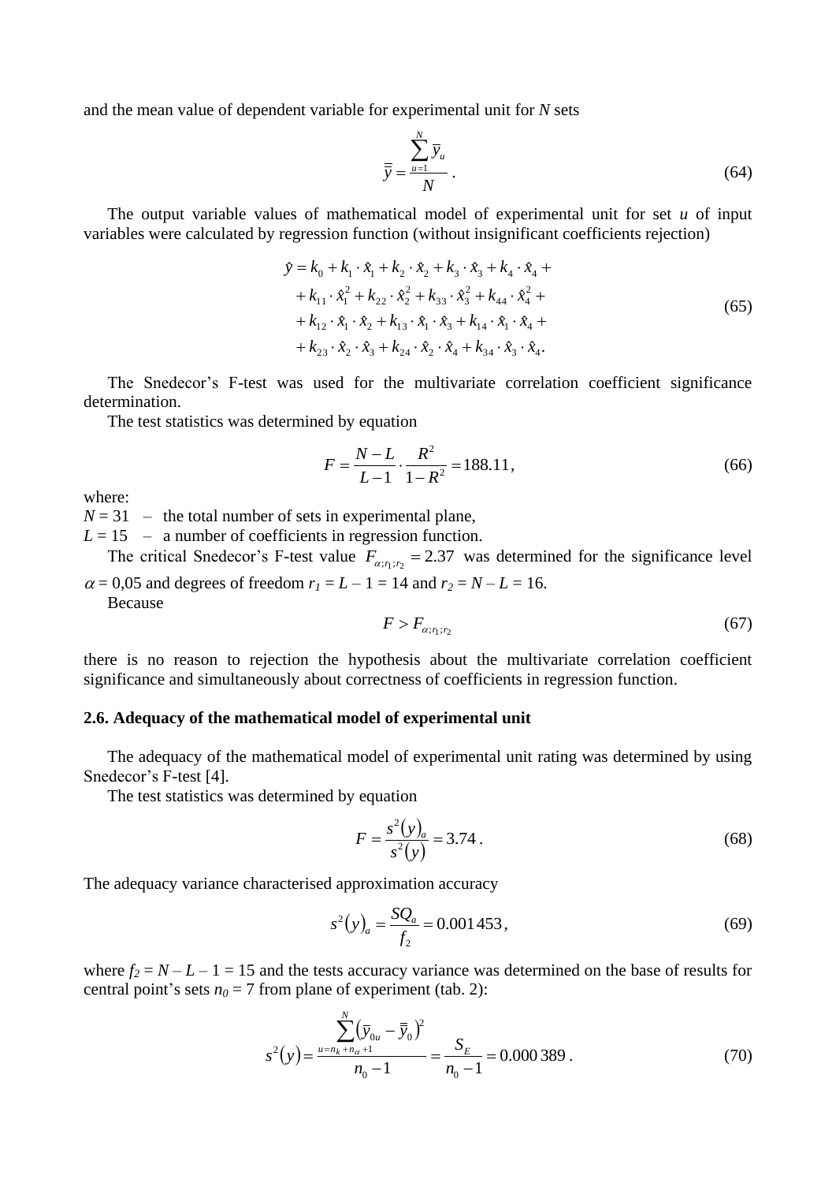and the mean value of dependent variable for experimental unit for $N$ sets

$$\bar{\bar{y}} = \frac{\sum_{u=1}^{N} \bar{y}_u}{N} \,. \tag{64}$$

The output variable values of mathematical model of experimental unit for set $u$ of input variables were calculated by regression function (without insignificant coefficients rejection)

$$\begin{aligned} \hat{y} = k_0 &+ k_1 \cdot \hat{x}_1 + k_2 \cdot \hat{x}_2 + k_3 \cdot \hat{x}_3 + k_4 \cdot \hat{x}_4 + \\ &+ k_{11} \cdot \hat{x}_1^2 + k_{22} \cdot \hat{x}_2^2 + k_{33} \cdot \hat{x}_3^2 + k_{44} \cdot \hat{x}_4^2 + \\ &+ k_{12} \cdot \hat{x}_1 \cdot \hat{x}_2 + k_{13} \cdot \hat{x}_1 \cdot \hat{x}_3 + k_{14} \cdot \hat{x}_1 \cdot \hat{x}_4 + \\ &+ k_{23} \cdot \hat{x}_2 \cdot \hat{x}_3 + k_{24} \cdot \hat{x}_2 \cdot \hat{x}_4 + k_{34} \cdot \hat{x}_3 \cdot \hat{x}_4. \end{aligned} \tag{65}$$

The Snedecor's F-test was used for the multivariate correlation coefficient significance determination.

The test statistics was determined by equation

$$F = \frac{N-L}{L-1} \cdot \frac{R^2}{1-R^2} = 188.11, \tag{66}$$

where:

$N = 31$ – the total number of sets in experimental plane,

$L = 15$ – a number of coefficients in regression function.

The critical Snedecor's F-test value $F_{\alpha;r_1;r_2} = 2.37$ was determined for the significance level $\alpha = 0{,}05$ and degrees of freedom $r_1 = L - 1 = 14$ and $r_2 = N - L = 16$.

Because

$$F > F_{\alpha;r_1;r_2} \tag{67}$$

there is no reason to rejection the hypothesis about the multivariate correlation coefficient significance and simultaneously about correctness of coefficients in regression function.

### 2.6. Adequacy of the mathematical model of experimental unit

The adequacy of the mathematical model of experimental unit rating was determined by using Snedecor's F-test [4].

The test statistics was determined by equation

$$F = \frac{s^2(y)_a}{s^2(y)} = 3.74 \,. \tag{68}$$

The adequacy variance characterised approximation accuracy

$$s^2(y)_a = \frac{SQ_a}{f_2} = 0.001453, \tag{69}$$

where $f_2 = N - L - 1 = 15$ and the tests accuracy variance was determined on the base of results for central point's sets $n_0 = 7$ from plane of experiment (tab. 2):

$$s^2(y) = \frac{\sum_{u=n_k+n_\alpha+1}^{N} \left(\bar{y}_{0u} - \bar{\bar{y}}_0\right)^2}{n_0 - 1} = \frac{S_E}{n_0 - 1} = 0.000389 \,. \tag{70}$$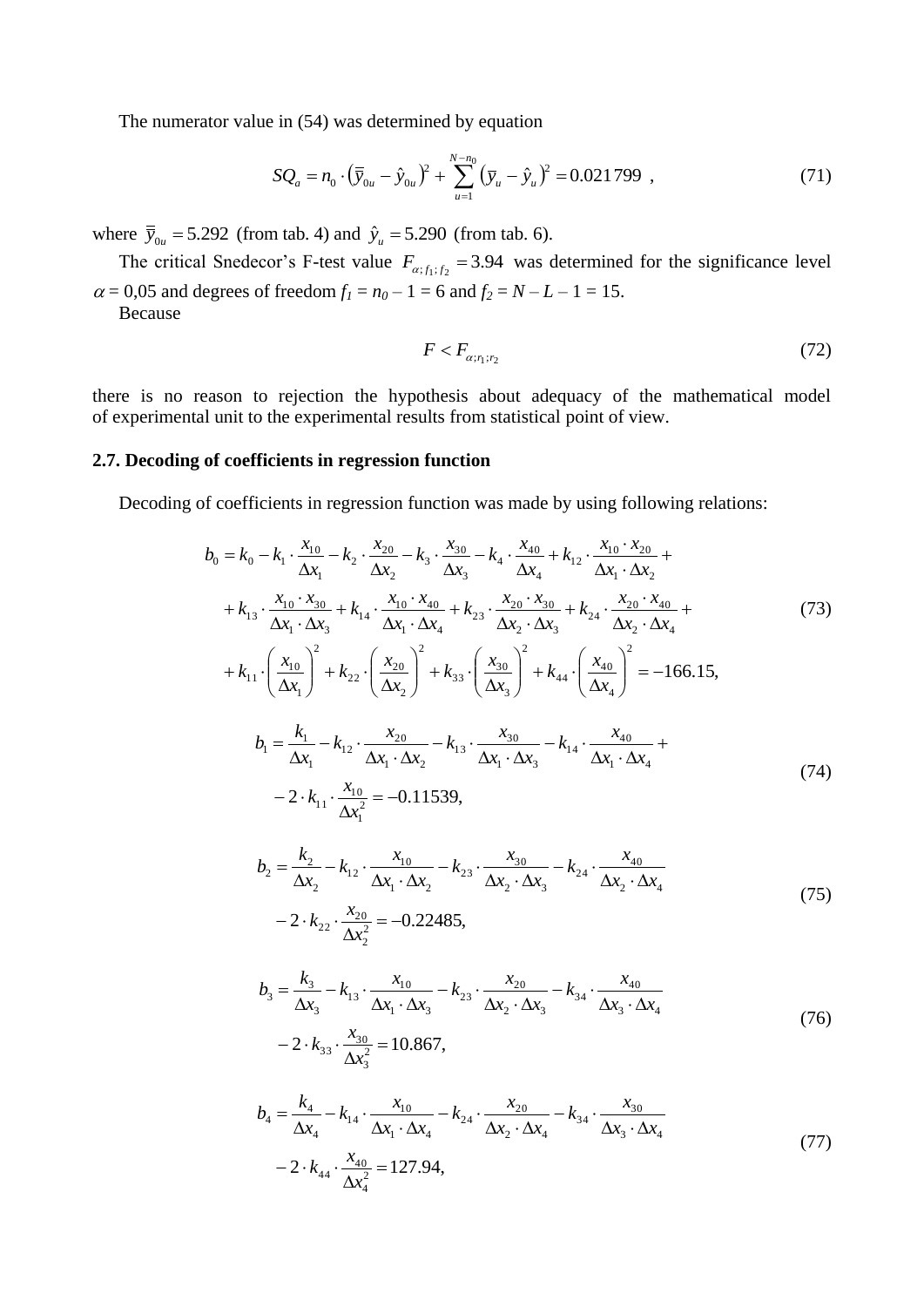The numerator value in (54) was determined by equation

$$SQ_a = n_0 \cdot \left(\overline{\overline{y}}_{0u} - \hat{y}_{0u}\right)^2 + \sum_{u=1}^{N-n_0} \left(\overline{y}_u - \hat{y}_u\right)^2 = 0.021799 \ , \tag{71}$$

where $\overline{\overline{y}}_{0u} = 5.292$ (from tab. 4) and $\hat{y}_u = 5.290$ (from tab. 6).

The critical Snedecor's F-test value $F_{\alpha;f_1;f_2} = 3.94$ was determined for the significance level $\alpha$ = 0,05 and degrees of freedom $f_1 = n_0 - 1 = 6$ and $f_2 = N - L - 1 = 15$.

Because

$$F < F_{\alpha;r_1;r_2} \tag{72}$$

there is no reason to rejection the hypothesis about adequacy of the mathematical model of experimental unit to the experimental results from statistical point of view.

### 2.7. Decoding of coefficients in regression function

Decoding of coefficients in regression function was made by using following relations:

$$\begin{aligned} b_0 = {} & k_0 - k_1 \cdot \frac{x_{10}}{\Delta x_1} - k_2 \cdot \frac{x_{20}}{\Delta x_2} - k_3 \cdot \frac{x_{30}}{\Delta x_3} - k_4 \cdot \frac{x_{40}}{\Delta x_4} + k_{12} \cdot \frac{x_{10} \cdot x_{20}}{\Delta x_1 \cdot \Delta x_2} + \\ & + k_{13} \cdot \frac{x_{10} \cdot x_{30}}{\Delta x_1 \cdot \Delta x_3} + k_{14} \cdot \frac{x_{10} \cdot x_{40}}{\Delta x_1 \cdot \Delta x_4} + k_{23} \cdot \frac{x_{20} \cdot x_{30}}{\Delta x_2 \cdot \Delta x_3} + k_{24} \cdot \frac{x_{20} \cdot x_{40}}{\Delta x_2 \cdot \Delta x_4} + \\ & + k_{11} \cdot \left(\frac{x_{10}}{\Delta x_1}\right)^2 + k_{22} \cdot \left(\frac{x_{20}}{\Delta x_2}\right)^2 + k_{33} \cdot \left(\frac{x_{30}}{\Delta x_3}\right)^2 + k_{44} \cdot \left(\frac{x_{40}}{\Delta x_4}\right)^2 = -166.15, \end{aligned} \tag{73}$$

$$\begin{aligned} b_1 = {} & \frac{k_1}{\Delta x_1} - k_{12} \cdot \frac{x_{20}}{\Delta x_1 \cdot \Delta x_2} - k_{13} \cdot \frac{x_{30}}{\Delta x_1 \cdot \Delta x_3} - k_{14} \cdot \frac{x_{40}}{\Delta x_1 \cdot \Delta x_4} + \\ & - 2 \cdot k_{11} \cdot \frac{x_{10}}{\Delta x_1^2} = -0.11539, \end{aligned} \tag{74}$$

$$\begin{aligned} b_2 = {} & \frac{k_2}{\Delta x_2} - k_{12} \cdot \frac{x_{10}}{\Delta x_1 \cdot \Delta x_2} - k_{23} \cdot \frac{x_{30}}{\Delta x_2 \cdot \Delta x_3} - k_{24} \cdot \frac{x_{40}}{\Delta x_2 \cdot \Delta x_4} \\ & - 2 \cdot k_{22} \cdot \frac{x_{20}}{\Delta x_2^2} = -0.22485, \end{aligned} \tag{75}$$

$$\begin{aligned} b_3 = {} & \frac{k_3}{\Delta x_3} - k_{13} \cdot \frac{x_{10}}{\Delta x_1 \cdot \Delta x_3} - k_{23} \cdot \frac{x_{20}}{\Delta x_2 \cdot \Delta x_3} - k_{34} \cdot \frac{x_{40}}{\Delta x_3 \cdot \Delta x_4} \\ & - 2 \cdot k_{33} \cdot \frac{x_{30}}{\Delta x_3^2} = 10.867, \end{aligned} \tag{76}$$

$$\begin{aligned} b_4 = {} & \frac{k_4}{\Delta x_4} - k_{14} \cdot \frac{x_{10}}{\Delta x_1 \cdot \Delta x_4} - k_{24} \cdot \frac{x_{20}}{\Delta x_2 \cdot \Delta x_4} - k_{34} \cdot \frac{x_{30}}{\Delta x_3 \cdot \Delta x_4} \\ & - 2 \cdot k_{44} \cdot \frac{x_{40}}{\Delta x_4^2} = 127.94, \end{aligned} \tag{77}$$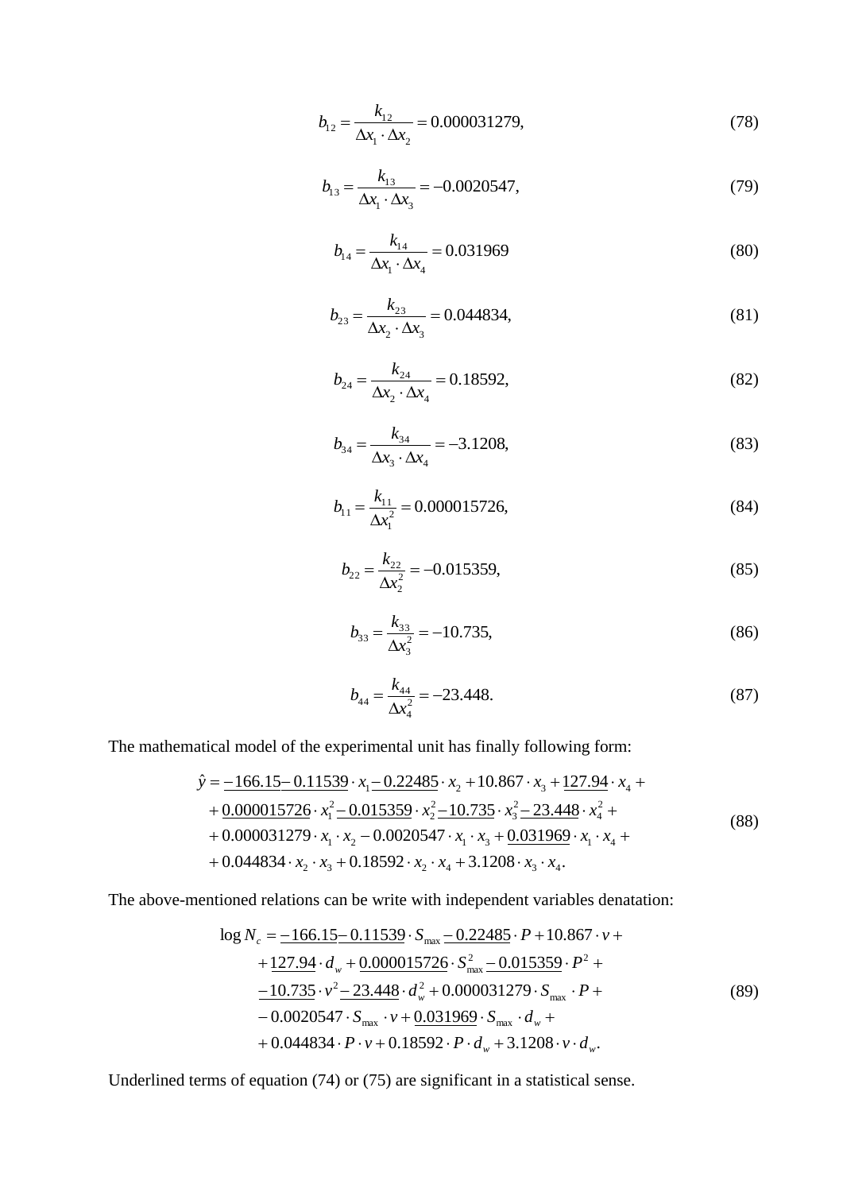$$b_{12} = \frac{k_{12}}{\Delta x_1 \cdot \Delta x_2} = 0.000031279, \tag{78}$$

$$b_{13} = \frac{k_{13}}{\Delta x_1 \cdot \Delta x_3} = -0.0020547, \tag{79}$$

$$b_{14} = \frac{k_{14}}{\Delta x_1 \cdot \Delta x_4} = 0.031969 \tag{80}$$

$$b_{23} = \frac{k_{23}}{\Delta x_2 \cdot \Delta x_3} = 0.044834, \tag{81}$$

$$b_{24} = \frac{k_{24}}{\Delta x_2 \cdot \Delta x_4} = 0.18592, \tag{82}$$

$$b_{34} = \frac{k_{34}}{\Delta x_3 \cdot \Delta x_4} = -3.1208, \tag{83}$$

$$b_{11} = \frac{k_{11}}{\Delta x_1^2} = 0.000015726, \tag{84}$$

$$b_{22} = \frac{k_{22}}{\Delta x_2^2} = -0.015359, \tag{85}$$

$$b_{33} = \frac{k_{33}}{\Delta x_3^2} = -10.735, \tag{86}$$

$$b_{44} = \frac{k_{44}}{\Delta x_4^2} = -23.448. \tag{87}$$

The mathematical model of the experimental unit has finally following form:

$$\begin{aligned}
\hat{y} = & \underline{-166.15} \underline{-0.11539} \cdot x_1 \underline{-0.22485} \cdot x_2 + 10.867 \cdot x_3 + \underline{127.94} \cdot x_4 + \\
& + \underline{0.000015726} \cdot x_1^2 \underline{-0.015359} \cdot x_2^2 \underline{-10.735} \cdot x_3^2 \underline{-23.448} \cdot x_4^2 + \\
& + 0.000031279 \cdot x_1 \cdot x_2 - 0.0020547 \cdot x_1 \cdot x_3 + \underline{0.031969} \cdot x_1 \cdot x_4 + \\
& + 0.044834 \cdot x_2 \cdot x_3 + 0.18592 \cdot x_2 \cdot x_4 + 3.1208 \cdot x_3 \cdot x_4.
\end{aligned} \tag{88}$$

The above-mentioned relations can be write with independent variables denatation:

$$\begin{aligned}
\log N_c = & \underline{-166.15} \underline{-0.11539} \cdot S_{\max} \underline{-0.22485} \cdot P + 10.867 \cdot v + \\
& + \underline{127.94} \cdot d_w + \underline{0.000015726} \cdot S_{\max}^2 \underline{-0.015359} \cdot P^2 + \\
& \underline{-10.735} \cdot v^2 \underline{-23.448} \cdot d_w^2 + 0.000031279 \cdot S_{\max} \cdot P + \\
& - 0.0020547 \cdot S_{\max} \cdot v + \underline{0.031969} \cdot S_{\max} \cdot d_w + \\
& + 0.044834 \cdot P \cdot v + 0.18592 \cdot P \cdot d_w + 3.1208 \cdot v \cdot d_w.
\end{aligned} \tag{89}$$

Underlined terms of equation (74) or (75) are significant in a statistical sense.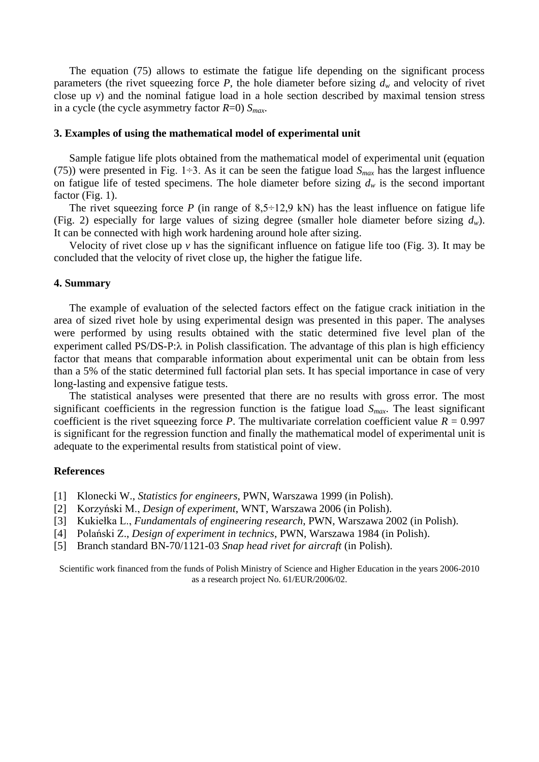The equation (75) allows to estimate the fatigue life depending on the significant process parameters (the rivet squeezing force $P$, the hole diameter before sizing $d_w$ and velocity of rivet close up $v$) and the nominal fatigue load in a hole section described by maximal tension stress in a cycle (the cycle asymmetry factor $R$=0) $S_{max}$.

### 3. Examples of using the mathematical model of experimental unit

Sample fatigue life plots obtained from the mathematical model of experimental unit (equation (75)) were presented in Fig. 1÷3. As it can be seen the fatigue load $S_{max}$ has the largest influence on fatigue life of tested specimens. The hole diameter before sizing $d_w$ is the second important factor (Fig. 1).

The rivet squeezing force $P$ (in range of 8,5÷12,9 kN) has the least influence on fatigue life (Fig. 2) especially for large values of sizing degree (smaller hole diameter before sizing $d_w$). It can be connected with high work hardening around hole after sizing.

Velocity of rivet close up $v$ has the significant influence on fatigue life too (Fig. 3). It may be concluded that the velocity of rivet close up, the higher the fatigue life.

### 4. Summary

The example of evaluation of the selected factors effect on the fatigue crack initiation in the area of sized rivet hole by using experimental design was presented in this paper. The analyses were performed by using results obtained with the static determined five level plan of the experiment called PS/DS-P:$\lambda$ in Polish classification. The advantage of this plan is high efficiency factor that means that comparable information about experimental unit can be obtain from less than a 5% of the static determined full factorial plan sets. It has special importance in case of very long-lasting and expensive fatigue tests.

The statistical analyses were presented that there are no results with gross error. The most significant coefficients in the regression function is the fatigue load $S_{max}$. The least significant coefficient is the rivet squeezing force $P$. The multivariate correlation coefficient value $R$ = 0.997 is significant for the regression function and finally the mathematical model of experimental unit is adequate to the experimental results from statistical point of view.

### References

[1] Klonecki W., *Statistics for engineers*, PWN, Warszawa 1999 (in Polish).
[2] Korzyński M., *Design of experiment*, WNT, Warszawa 2006 (in Polish).
[3] Kukiełka L., *Fundamentals of engineering research*, PWN, Warszawa 2002 (in Polish).
[4] Polański Z., *Design of experiment in technics*, PWN, Warszawa 1984 (in Polish).
[5] Branch standard BN-70/1121-03 *Snap head rivet for aircraft* (in Polish).

Scientific work financed from the funds of Polish Ministry of Science and Higher Education in the years 2006-2010 as a research project No. 61/EUR/2006/02.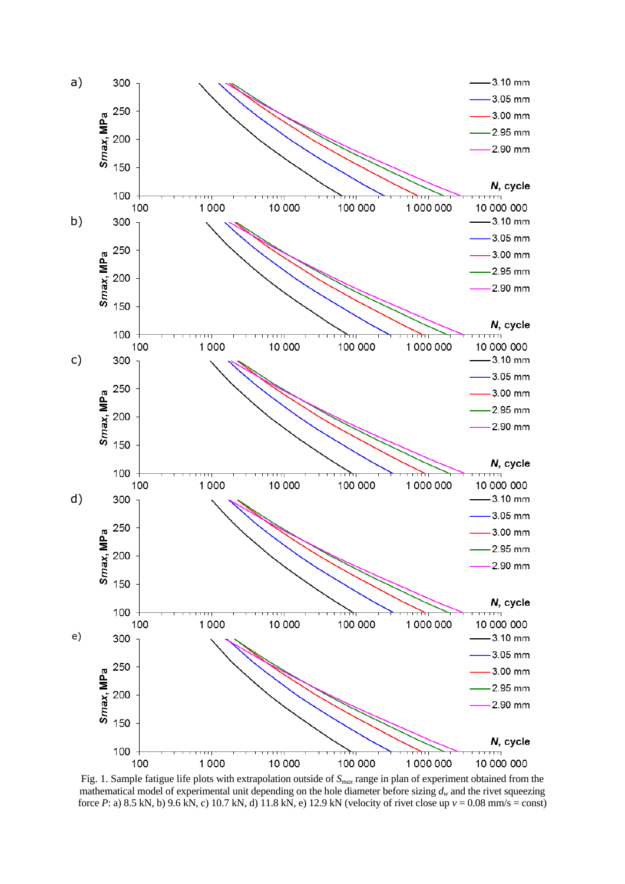Fig. 1. Sample fatigue life plots with extrapolation outside of $S_{max}$ range in plan of experiment obtained from the mathematical model of experimental unit depending on the hole diameter before sizing $d_w$ and the rivet squeezing force $P$: a) 8.5 kN, b) 9.6 kN, c) 10.7 kN, d) 11.8 kN, e) 12.9 kN (velocity of rivet close up $v$ = 0.08 mm/s = const)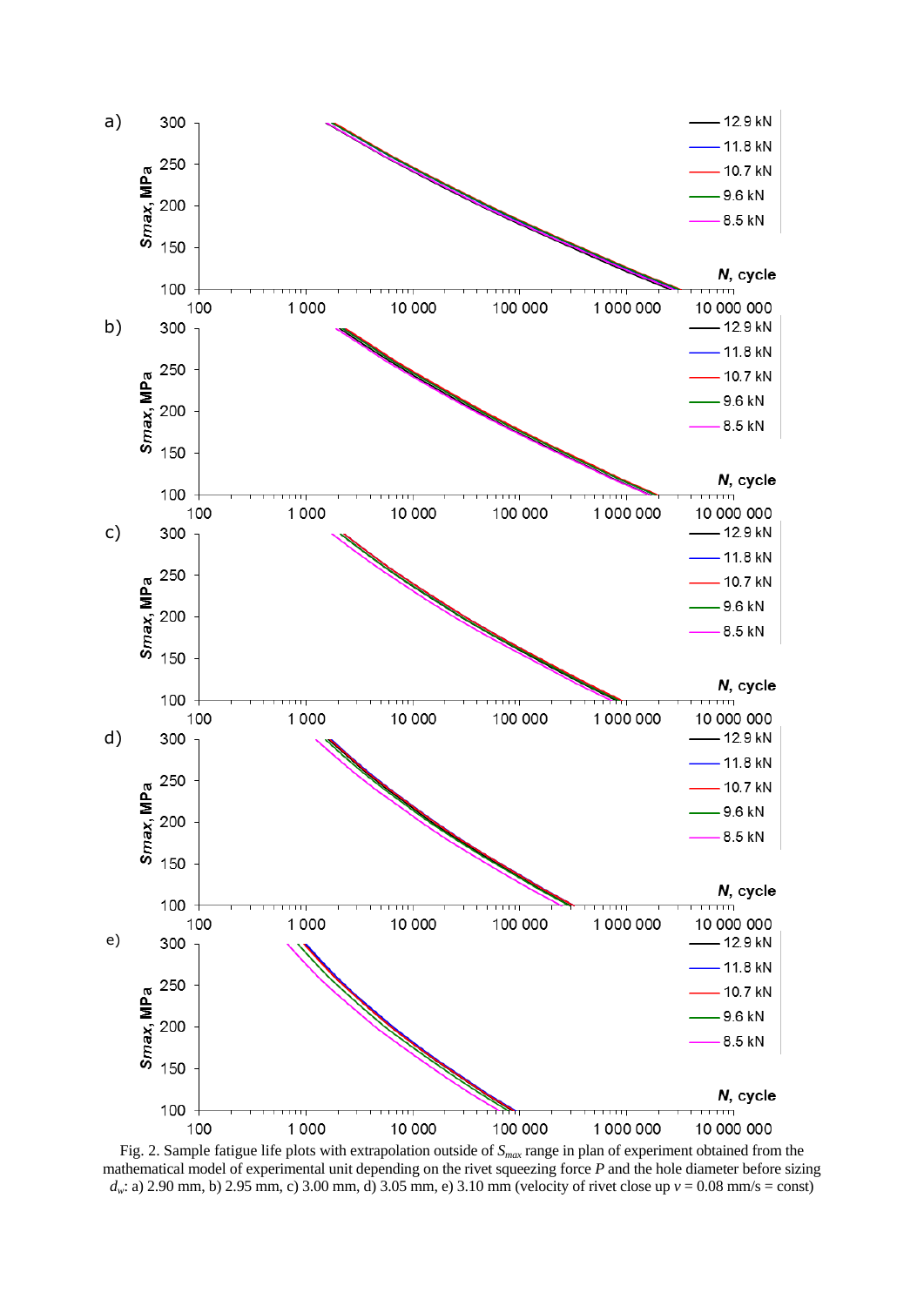Fig. 2. Sample fatigue life plots with extrapolation outside of $S_{max}$ range in plan of experiment obtained from the mathematical model of experimental unit depending on the rivet squeezing force $P$ and the hole diameter before sizing $d_w$: a) 2.90 mm, b) 2.95 mm, c) 3.00 mm, d) 3.05 mm, e) 3.10 mm (velocity of rivet close up $v$ = 0.08 mm/s = const)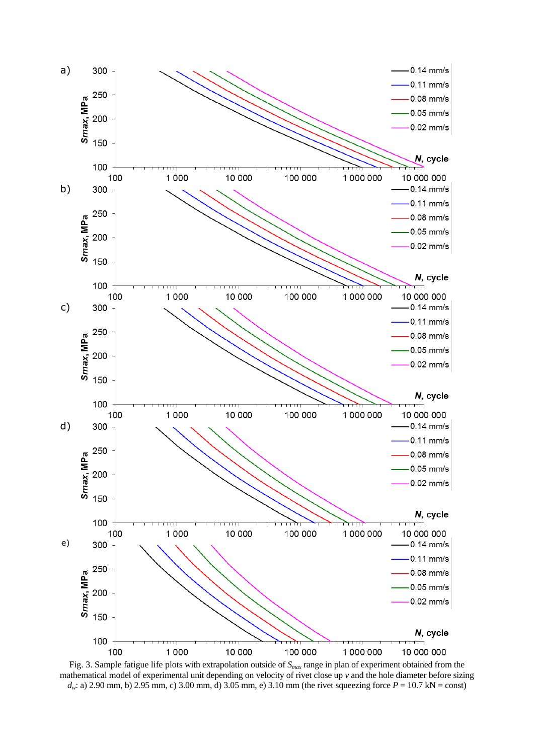a)

300
250
200
150
100

$S_{max}$, MPa

100
1 000
10 000
100 000
1 000 000
10 000 000

N, cycle

0.14 mm/s
0.11 mm/s
0.08 mm/s
0.05 mm/s
0.02 mm/s

b)

300
250
200
150
100

$S_{max}$, MPa

100
1 000
10 000
100 000
1 000 000
10 000 000

N, cycle

0.14 mm/s
0.11 mm/s
0.08 mm/s
0.05 mm/s
0.02 mm/s

c)

300
250
200
150
100

$S_{max}$, MPa

100
1 000
10 000
100 000
1 000 000
10 000 000

N, cycle

0.14 mm/s
0.11 mm/s
0.08 mm/s
0.05 mm/s
0.02 mm/s

d)

300
250
200
150
100

$S_{max}$, MPa

100
1 000
10 000
100 000
1 000 000
10 000 000

N, cycle

0.14 mm/s
0.11 mm/s
0.08 mm/s
0.05 mm/s
0.02 mm/s

e)

300
250
200
150
100

$S_{max}$, MPa

100
1 000
10 000
100 000
1 000 000
10 000 000

N, cycle

0.14 mm/s
0.11 mm/s
0.08 mm/s
0.05 mm/s
0.02 mm/s

Fig. 3. Sample fatigue life plots with extrapolation outside of $S_{max}$ range in plan of experiment obtained from the mathematical model of experimental unit depending on velocity of rivet close up $v$ and the hole diameter before sizing $d_w$: a) 2.90 mm, b) 2.95 mm, c) 3.00 mm, d) 3.05 mm, e) 3.10 mm (the rivet squeezing force $P$ = 10.7 kN = const)